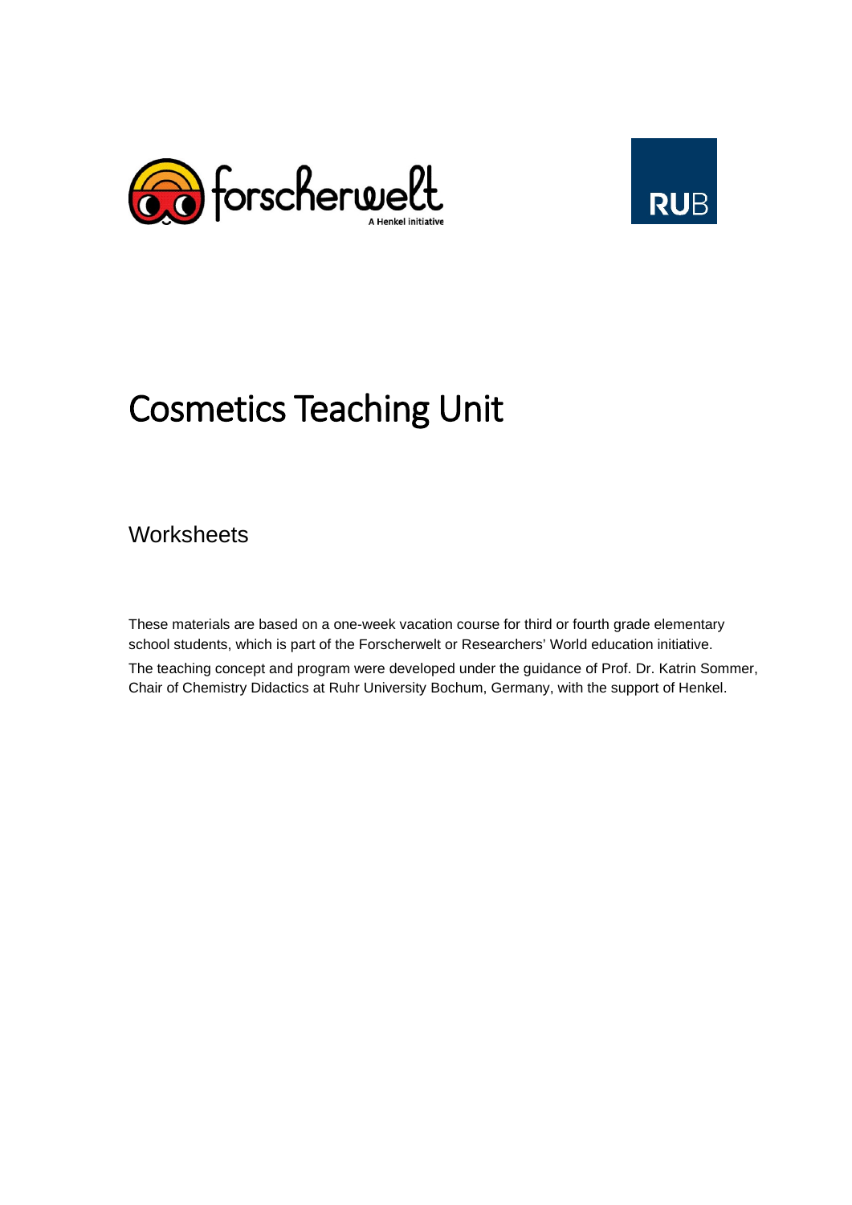# Cosmetics Teaching Unit

## Worksheets

These materials are based on a one-week vacation course for third or fourth grade elementary school students, which is part of the Forscherwelt or Researchers' World education initiative.

The teaching concept and program were developed under the guidance of Prof. Dr. Katrin Sommer, Chair of Chemistry Didactics at Ruhr University Bochum, Germany, with the support of Henkel.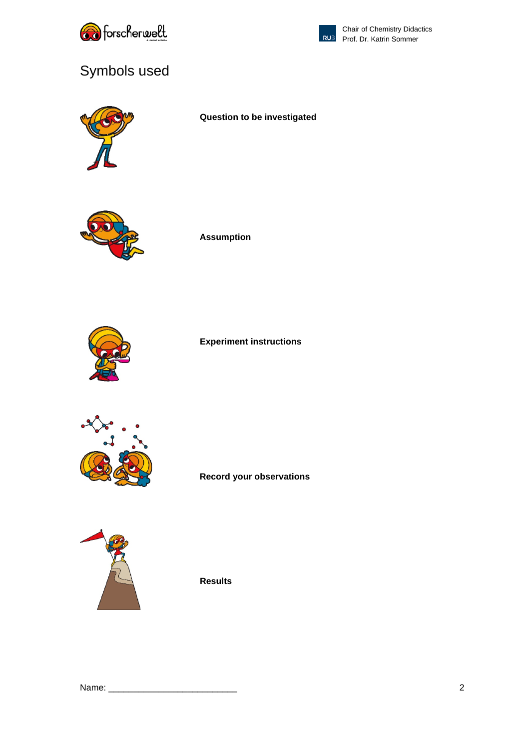# Symbols used

**Question to be investigated**

**Assumption**

**Experiment instructions**

**Record your observations**

**Results**

Name: ___________________________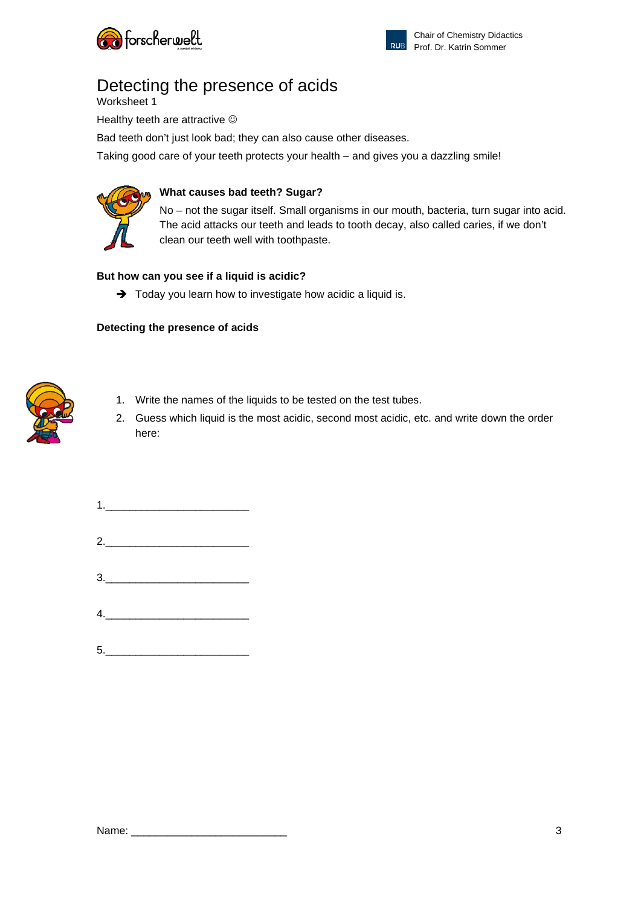# Detecting the presence of acids

Worksheet 1

Healthy teeth are attractive ☺

Bad teeth don't just look bad; they can also cause other diseases.

Taking good care of your teeth protects your health – and gives you a dazzling smile!

**What causes bad teeth? Sugar?**

No – not the sugar itself. Small organisms in our mouth, bacteria, turn sugar into acid. The acid attacks our teeth and leads to tooth decay, also called caries, if we don't clean our teeth well with toothpaste.

**But how can you see if a liquid is acidic?**

➔ Today you learn how to investigate how acidic a liquid is.

**Detecting the presence of acids**

1. Write the names of the liquids to be tested on the test tubes.
2. Guess which liquid is the most acidic, second most acidic, etc. and write down the order here:

1.________________________

2.________________________

3.________________________

4.________________________

5.________________________

Name: __________________________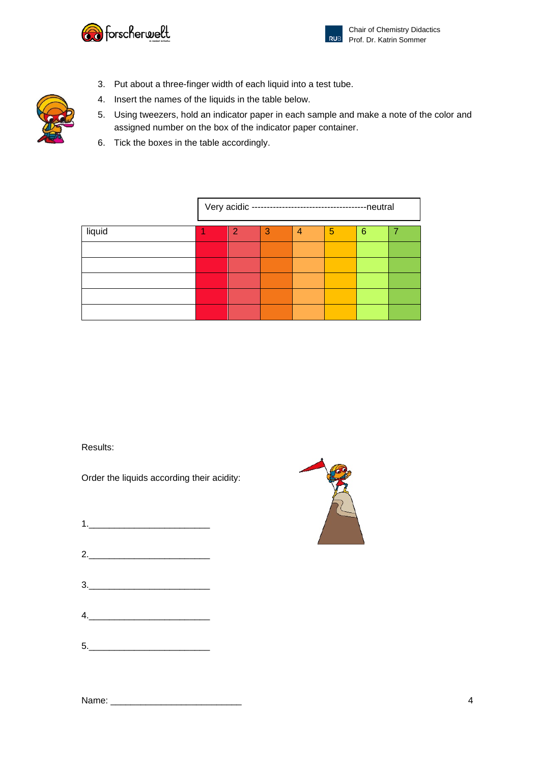3. Put about a three-finger width of each liquid into a test tube.
4. Insert the names of the liquids in the table below.
5. Using tweezers, hold an indicator paper in each sample and make a note of the color and assigned number on the box of the indicator paper container.
6. Tick the boxes in the table accordingly.

| | Very acidic ----------------------------------------neutral | | | | | | |
|---|---|---|---|---|---|---|---|
| liquid | 1 | 2 | 3 | 4 | 5 | 6 | 7 |
| | | | | | | | |
| | | | | | | | |
| | | | | | | | |
| | | | | | | | |
| | | | | | | | |

Results:

Order the liquids according their acidity:

1.________________________

2.________________________

3.________________________

4.________________________

5.________________________

Name: __________________________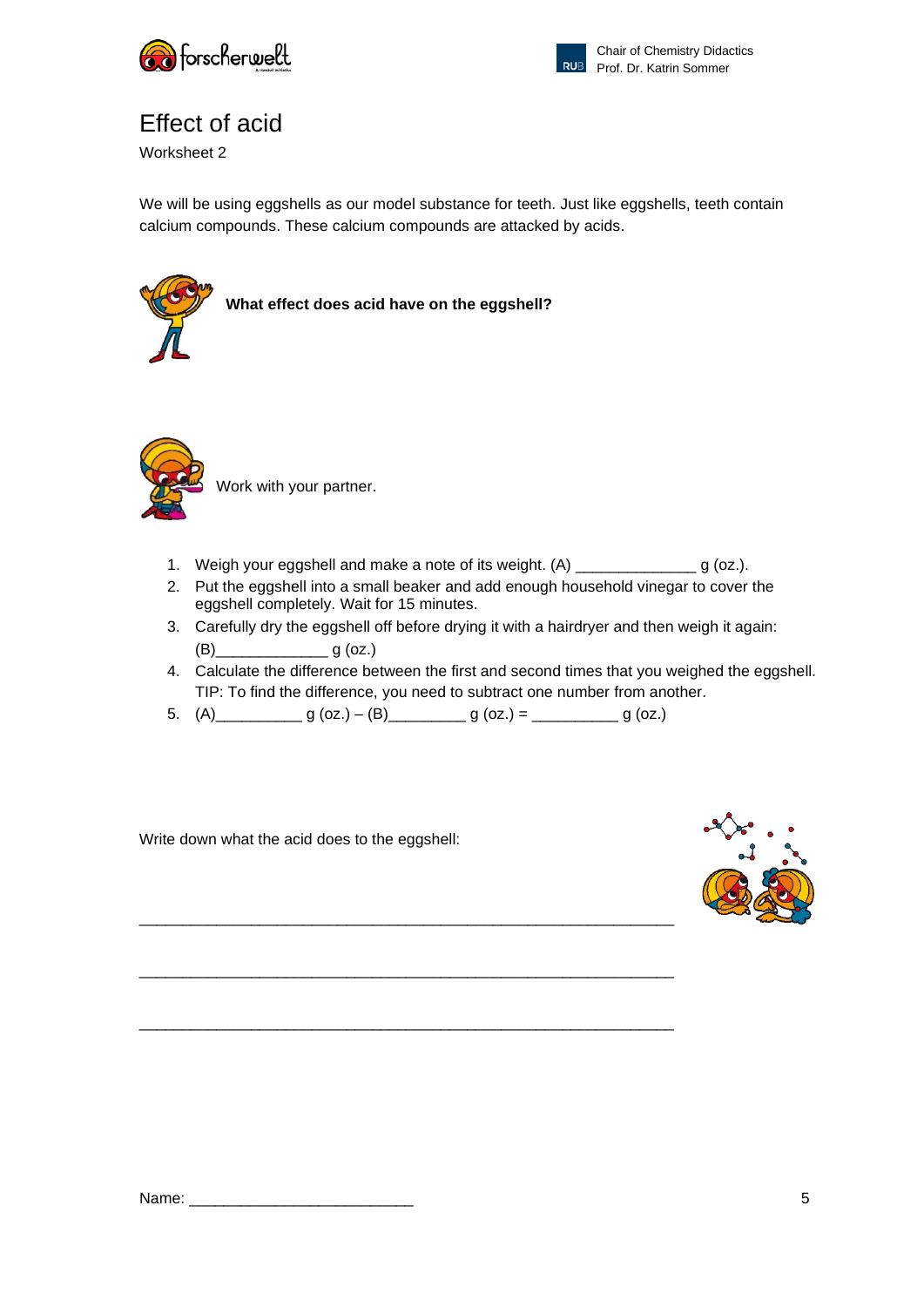# Effect of acid

Worksheet 2

We will be using eggshells as our model substance for teeth. Just like eggshells, teeth contain calcium compounds. These calcium compounds are attacked by acids.

**What effect does acid have on the eggshell?**

Work with your partner.

1. Weigh your eggshell and make a note of its weight. (A) ______________ g (oz.).
2. Put the eggshell into a small beaker and add enough household vinegar to cover the eggshell completely. Wait for 15 minutes.
3. Carefully dry the eggshell off before drying it with a hairdryer and then weigh it again: (B)_____________ g (oz.)
4. Calculate the difference between the first and second times that you weighed the eggshell. TIP: To find the difference, you need to subtract one number from another.
5. (A)__________ g (oz.) – (B)_________ g (oz.) = __________ g (oz.)

Write down what the acid does to the eggshell:

_______________________________________________________________

_______________________________________________________________

_______________________________________________________________

Name: __________________________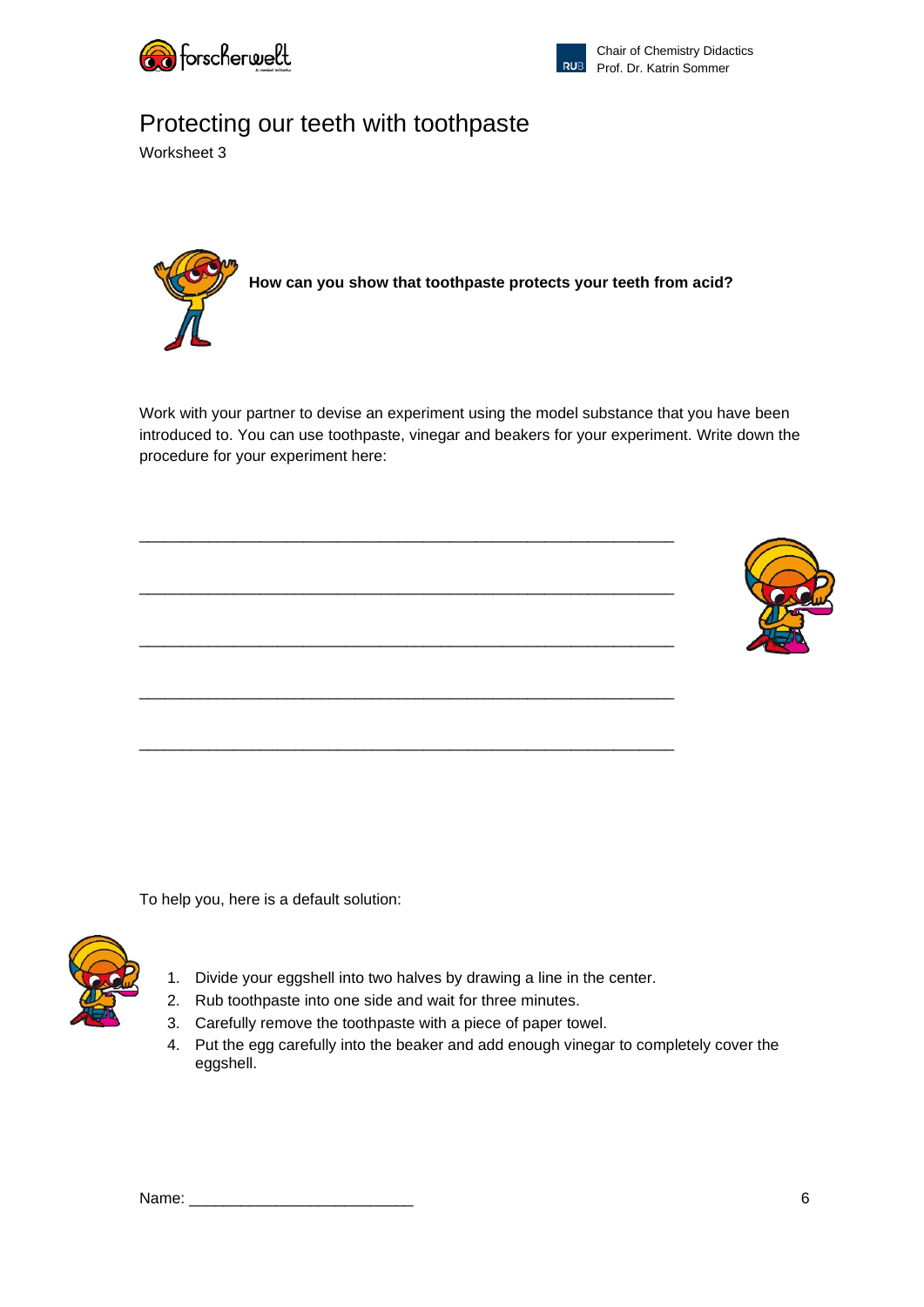# Protecting our teeth with toothpaste

Worksheet 3

**How can you show that toothpaste protects your teeth from acid?**

Work with your partner to devise an experiment using the model substance that you have been introduced to. You can use toothpaste, vinegar and beakers for your experiment. Write down the procedure for your experiment here:

_______________________________________________________________

_______________________________________________________________

_______________________________________________________________

_______________________________________________________________

_______________________________________________________________

To help you, here is a default solution:

1. Divide your eggshell into two halves by drawing a line in the center.
2. Rub toothpaste into one side and wait for three minutes.
3. Carefully remove the toothpaste with a piece of paper towel.
4. Put the egg carefully into the beaker and add enough vinegar to completely cover the eggshell.

Name: _________________________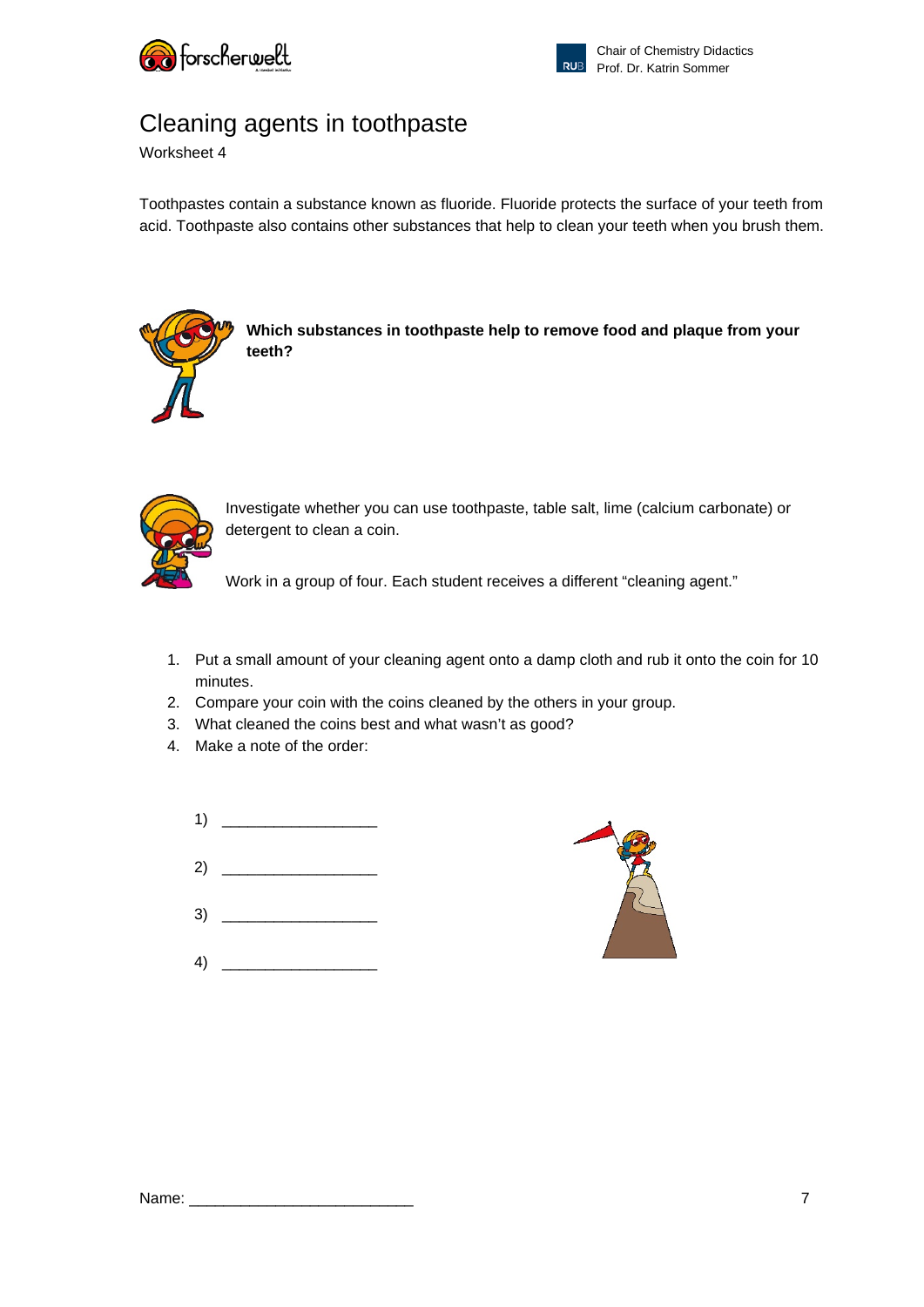# Cleaning agents in toothpaste

Worksheet 4

Toothpastes contain a substance known as fluoride. Fluoride protects the surface of your teeth from acid. Toothpaste also contains other substances that help to clean your teeth when you brush them.

**Which substances in toothpaste help to remove food and plaque from your teeth?**

Investigate whether you can use toothpaste, table salt, lime (calcium carbonate) or detergent to clean a coin.

Work in a group of four. Each student receives a different "cleaning agent."

1. Put a small amount of your cleaning agent onto a damp cloth and rub it onto the coin for 10 minutes.
2. Compare your coin with the coins cleaned by the others in your group.
3. What cleaned the coins best and what wasn't as good?
4. Make a note of the order:

1) __________________

2) __________________

3) __________________

4) __________________

Name: __________________________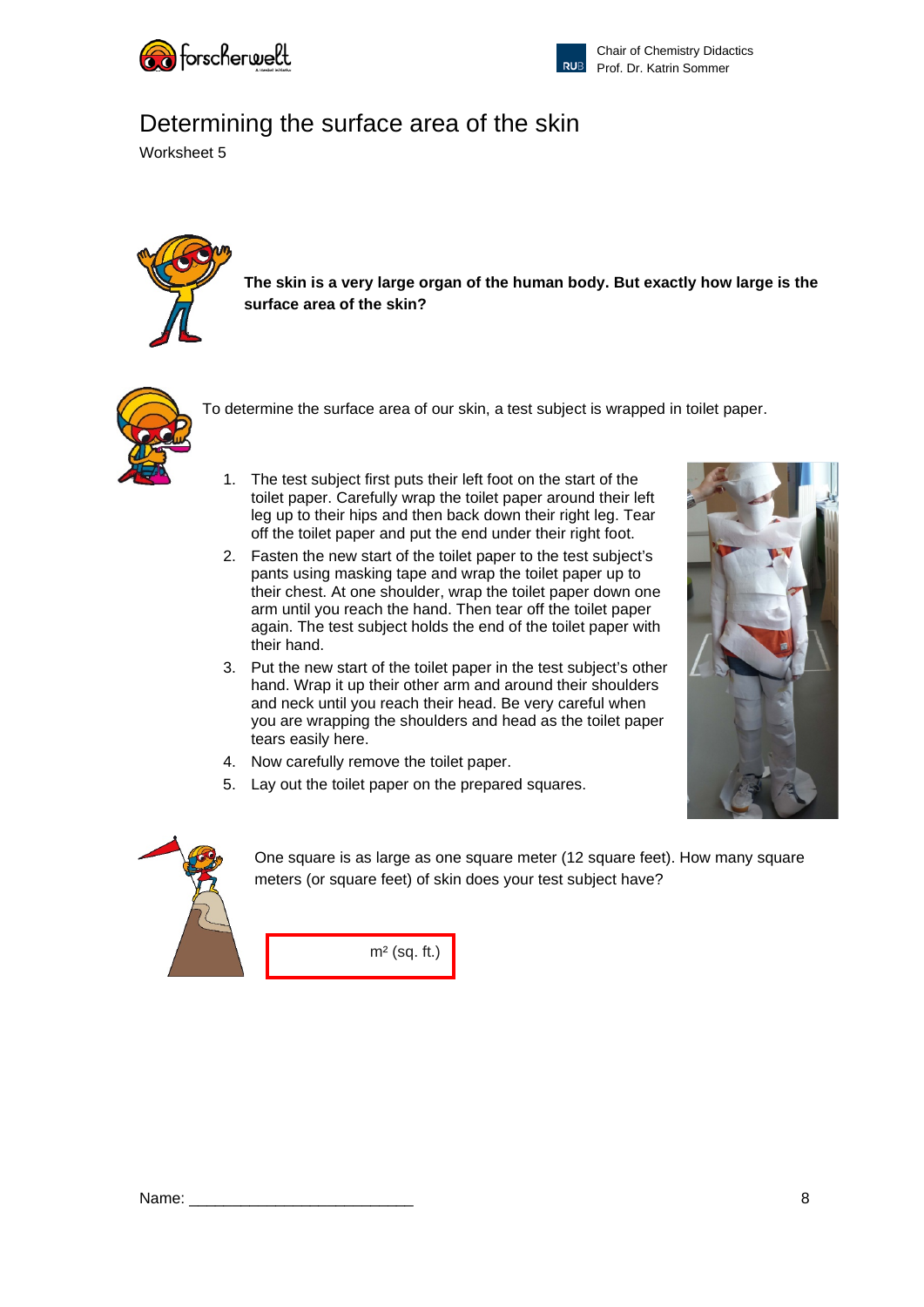# Determining the surface area of the skin

Worksheet 5

**The skin is a very large organ of the human body. But exactly how large is the surface area of the skin?**

To determine the surface area of our skin, a test subject is wrapped in toilet paper.

1. The test subject first puts their left foot on the start of the toilet paper. Carefully wrap the toilet paper around their left leg up to their hips and then back down their right leg. Tear off the toilet paper and put the end under their right foot.
2. Fasten the new start of the toilet paper to the test subject's pants using masking tape and wrap the toilet paper up to their chest. At one shoulder, wrap the toilet paper down one arm until you reach the hand. Then tear off the toilet paper again. The test subject holds the end of the toilet paper with their hand.
3. Put the new start of the toilet paper in the test subject's other hand. Wrap it up their other arm and around their shoulders and neck until you reach their head. Be very careful when you are wrapping the shoulders and head as the toilet paper tears easily here.
4. Now carefully remove the toilet paper.
5. Lay out the toilet paper on the prepared squares.

One square is as large as one square meter (12 square feet). How many square meters (or square feet) of skin does your test subject have?

m² (sq. ft.)

Name: ___________________________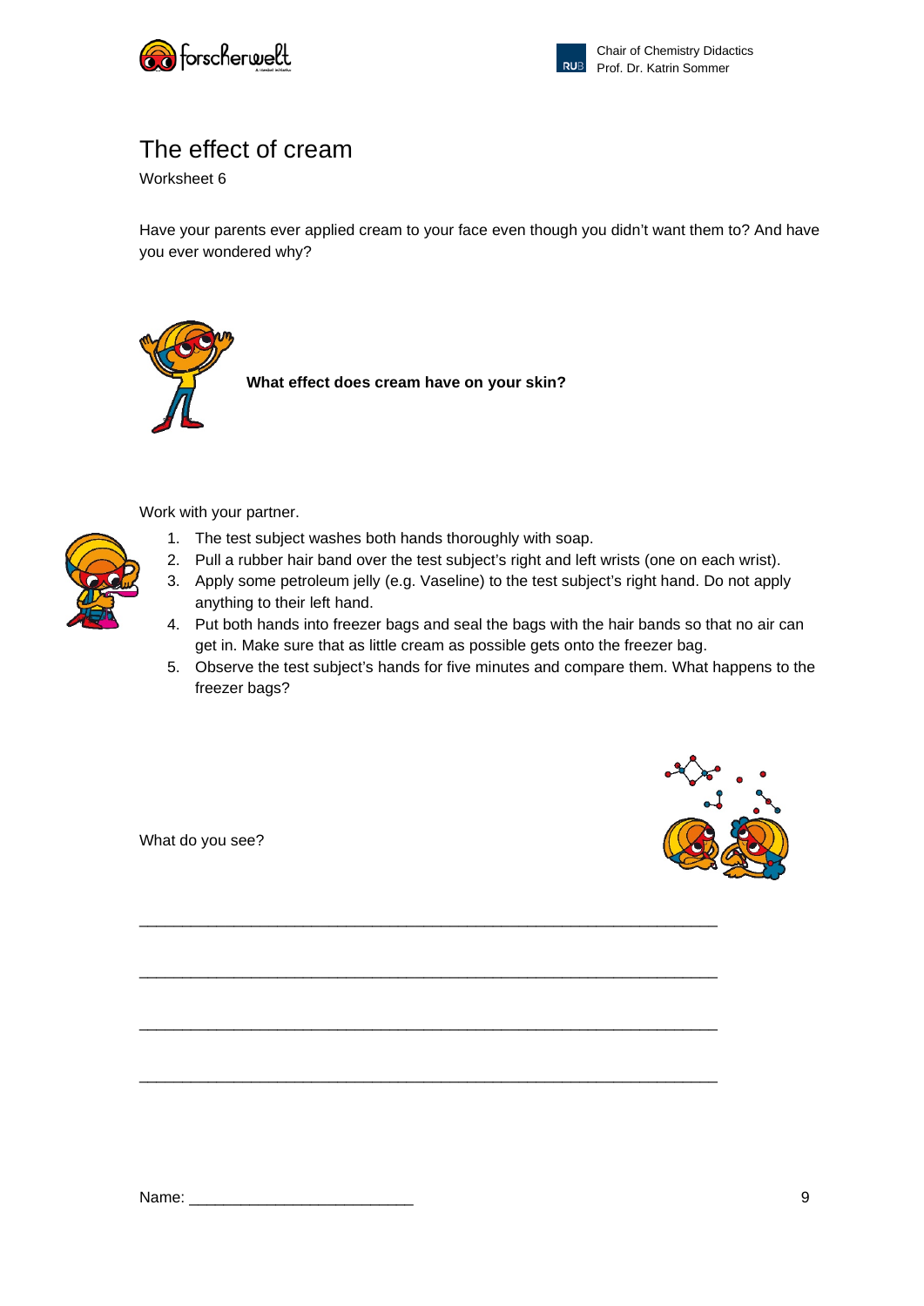# The effect of cream

Worksheet 6

Have your parents ever applied cream to your face even though you didn't want them to? And have you ever wondered why?

**What effect does cream have on your skin?**

Work with your partner.

1. The test subject washes both hands thoroughly with soap.
2. Pull a rubber hair band over the test subject's right and left wrists (one on each wrist).
3. Apply some petroleum jelly (e.g. Vaseline) to the test subject's right hand. Do not apply anything to their left hand.
4. Put both hands into freezer bags and seal the bags with the hair bands so that no air can get in. Make sure that as little cream as possible gets onto the freezer bag.
5. Observe the test subject's hands for five minutes and compare them. What happens to the freezer bags?

What do you see?

_______________________________________________________________

_______________________________________________________________

_______________________________________________________________

_______________________________________________________________

Name: _________________________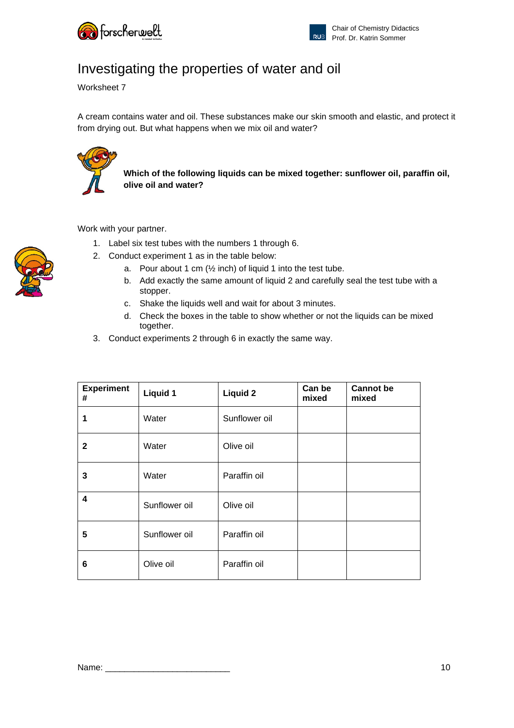# Investigating the properties of water and oil

Worksheet 7

A cream contains water and oil. These substances make our skin smooth and elastic, and protect it from drying out. But what happens when we mix oil and water?

**Which of the following liquids can be mixed together: sunflower oil, paraffin oil, olive oil and water?**

Work with your partner.

1. Label six test tubes with the numbers 1 through 6.
2. Conduct experiment 1 as in the table below:
   a. Pour about 1 cm (½ inch) of liquid 1 into the test tube.
   b. Add exactly the same amount of liquid 2 and carefully seal the test tube with a stopper.
   c. Shake the liquids well and wait for about 3 minutes.
   d. Check the boxes in the table to show whether or not the liquids can be mixed together.
3. Conduct experiments 2 through 6 in exactly the same way.

| Experiment # | Liquid 1 | Liquid 2 | Can be mixed | Cannot be mixed |
|---|---|---|---|---|
| 1 | Water | Sunflower oil | | |
| 2 | Water | Olive oil | | |
| 3 | Water | Paraffin oil | | |
| 4 | Sunflower oil | Olive oil | | |
| 5 | Sunflower oil | Paraffin oil | | |
| 6 | Olive oil | Paraffin oil | | |

Name: ___________________________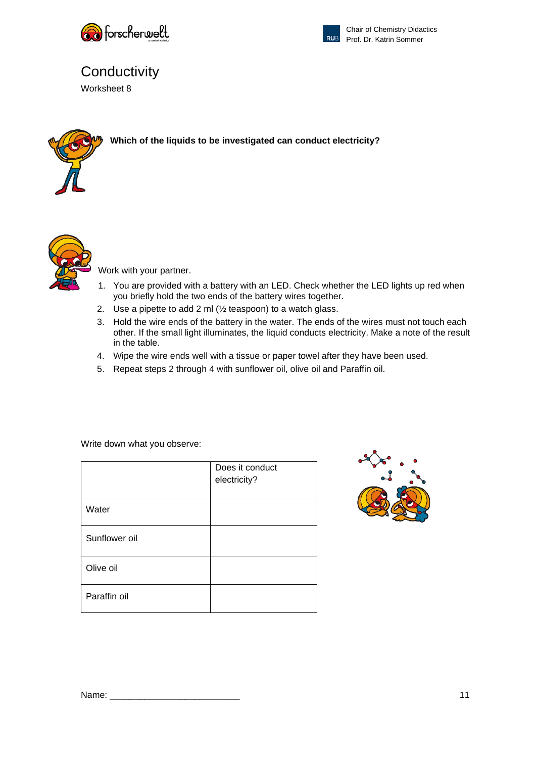# Conductivity

Worksheet 8

**Which of the liquids to be investigated can conduct electricity?**

Work with your partner.

1. You are provided with a battery with an LED. Check whether the LED lights up red when you briefly hold the two ends of the battery wires together.
2. Use a pipette to add 2 ml (½ teaspoon) to a watch glass.
3. Hold the wire ends of the battery in the water. The ends of the wires must not touch each other. If the small light illuminates, the liquid conducts electricity. Make a note of the result in the table.
4. Wipe the wire ends well with a tissue or paper towel after they have been used.
5. Repeat steps 2 through 4 with sunflower oil, olive oil and Paraffin oil.

Write down what you observe:

| | Does it conduct electricity? |
|---|---|
| Water | |
| Sunflower oil | |
| Olive oil | |
| Paraffin oil | |

Name: ___________________________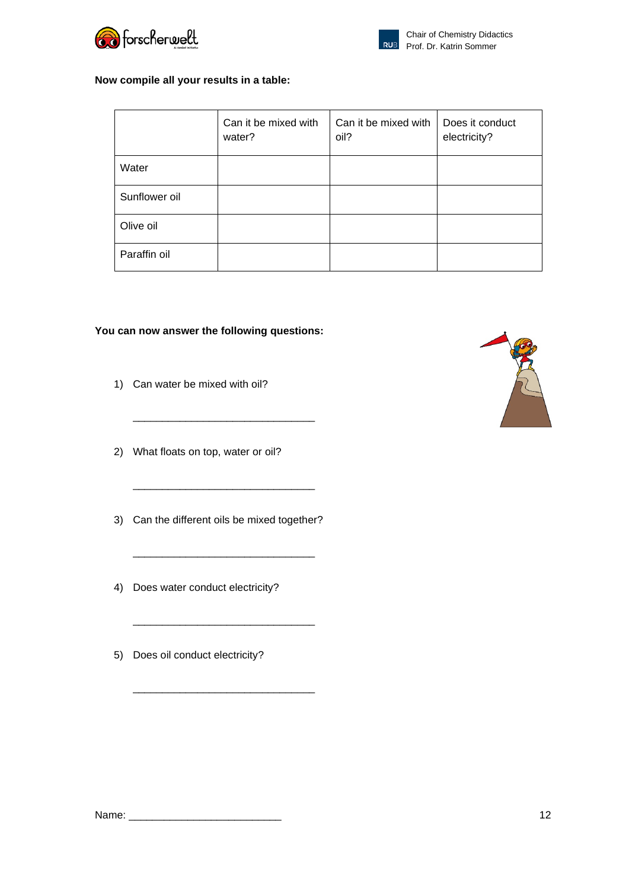**Now compile all your results in a table:**

| | Can it be mixed with water? | Can it be mixed with oil? | Does it conduct electricity? |
|---|---|---|---|
| Water | | | |
| Sunflower oil | | | |
| Olive oil | | | |
| Paraffin oil | | | |

**You can now answer the following questions:**

1) Can water be mixed with oil?

   _______________________________

2) What floats on top, water or oil?

   _______________________________

3) Can the different oils be mixed together?

   _______________________________

4) Does water conduct electricity?

   _______________________________

5) Does oil conduct electricity?

   _______________________________

Name: __________________________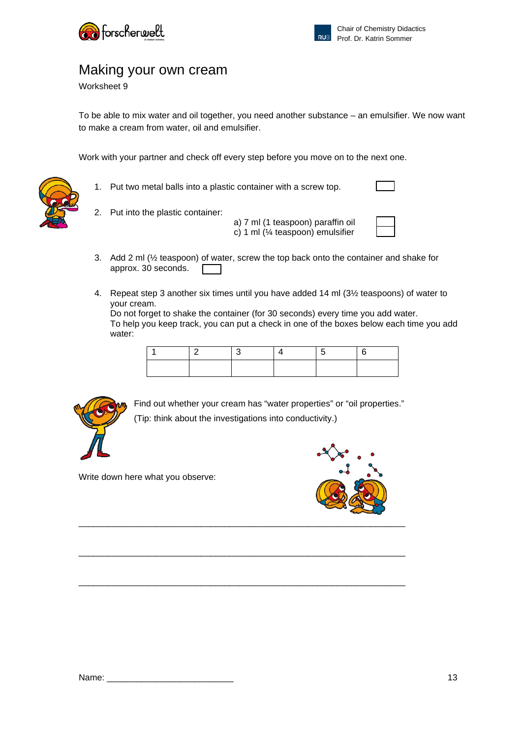# Making your own cream

Worksheet 9

To be able to mix water and oil together, you need another substance – an emulsifier. We now want to make a cream from water, oil and emulsifier.

Work with your partner and check off every step before you move on to the next one.

1. Put two metal balls into a plastic container with a screw top. ☐
2. Put into the plastic container:
   a) 7 ml (1 teaspoon) paraffin oil ☐
   c) 1 ml (¼ teaspoon) emulsifier ☐
3. Add 2 ml (½ teaspoon) of water, screw the top back onto the container and shake for approx. 30 seconds. ☐
4. Repeat step 3 another six times until you have added 14 ml (3½ teaspoons) of water to your cream.
   Do not forget to shake the container (for 30 seconds) every time you add water.
   To help you keep track, you can put a check in one of the boxes below each time you add water:

| 1 | 2 | 3 | 4 | 5 | 6 |
|---|---|---|---|---|---|
| | | | | | |

Find out whether your cream has "water properties" or "oil properties."
(Tip: think about the investigations into conductivity.)

Write down here what you observe:

______________________________________________________________

______________________________________________________________

______________________________________________________________

Name: ___________________________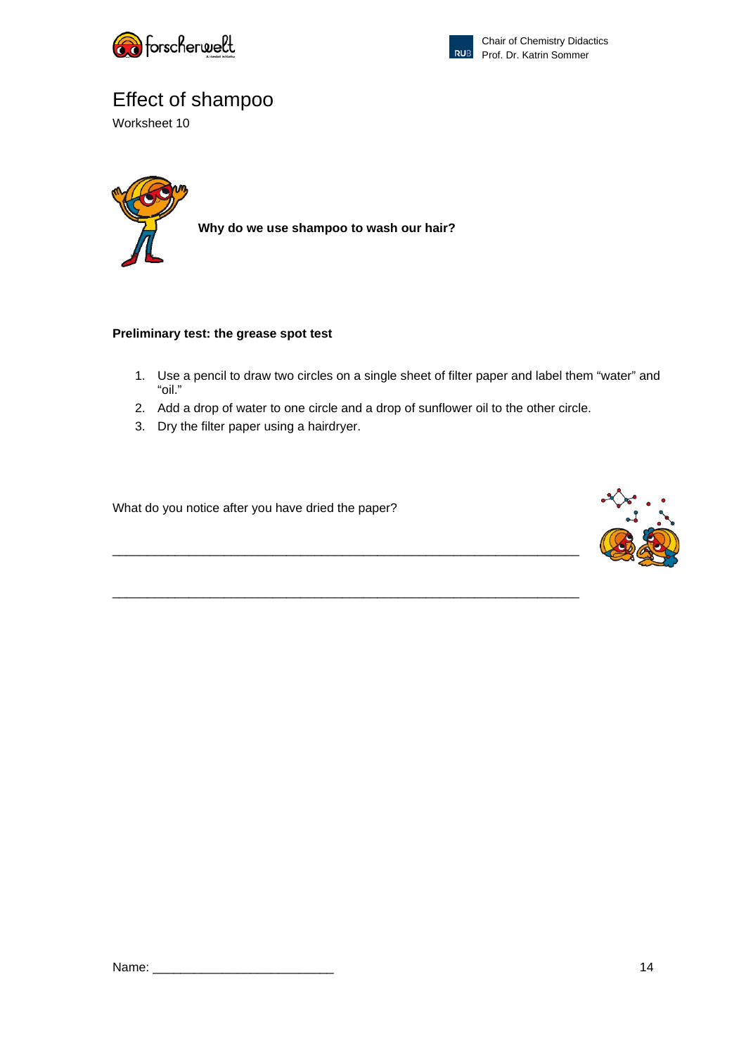# Effect of shampoo

Worksheet 10

**Why do we use shampoo to wash our hair?**

**Preliminary test: the grease spot test**

1. Use a pencil to draw two circles on a single sheet of filter paper and label them "water" and "oil."
2. Add a drop of water to one circle and a drop of sunflower oil to the other circle.
3. Dry the filter paper using a hairdryer.

What do you notice after you have dried the paper?

_______________________________________________________________

_______________________________________________________________

Name: ________________________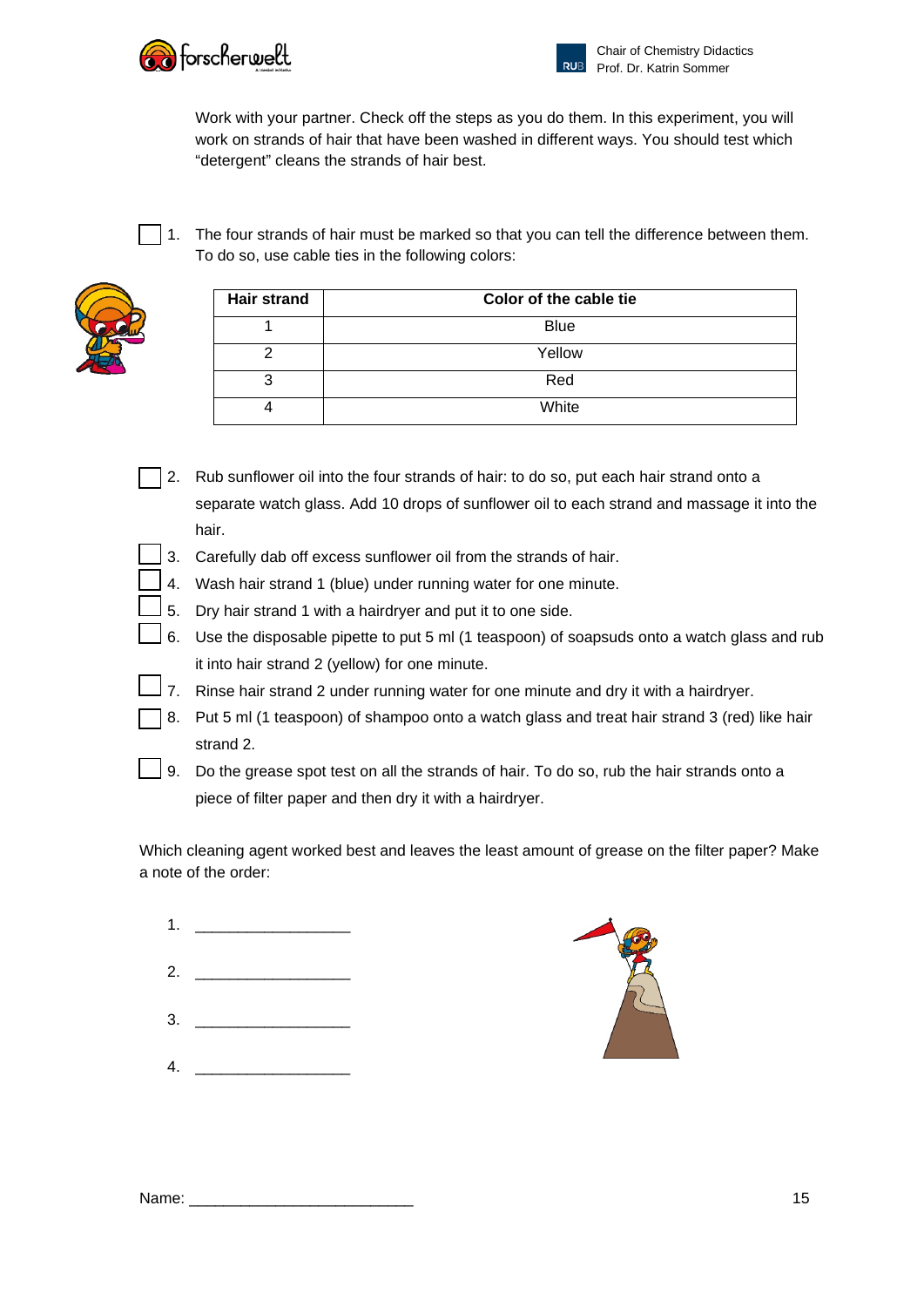Work with your partner. Check off the steps as you do them. In this experiment, you will work on strands of hair that have been washed in different ways. You should test which "detergent" cleans the strands of hair best.

☐ 1. The four strands of hair must be marked so that you can tell the difference between them. To do so, use cable ties in the following colors:

| Hair strand | Color of the cable tie |
|---|---|
| 1 | Blue |
| 2 | Yellow |
| 3 | Red |
| 4 | White |

☐ 2. Rub sunflower oil into the four strands of hair: to do so, put each hair strand onto a separate watch glass. Add 10 drops of sunflower oil to each strand and massage it into the hair.

☐ 3. Carefully dab off excess sunflower oil from the strands of hair.

☐ 4. Wash hair strand 1 (blue) under running water for one minute.

☐ 5. Dry hair strand 1 with a hairdryer and put it to one side.

☐ 6. Use the disposable pipette to put 5 ml (1 teaspoon) of soapsuds onto a watch glass and rub it into hair strand 2 (yellow) for one minute.

☐ 7. Rinse hair strand 2 under running water for one minute and dry it with a hairdryer.

☐ 8. Put 5 ml (1 teaspoon) of shampoo onto a watch glass and treat hair strand 3 (red) like hair strand 2.

☐ 9. Do the grease spot test on all the strands of hair. To do so, rub the hair strands onto a piece of filter paper and then dry it with a hairdryer.

Which cleaning agent worked best and leaves the least amount of grease on the filter paper? Make a note of the order:

1. ___________________
2. ___________________
3. ___________________
4. ___________________

Name: ___________________________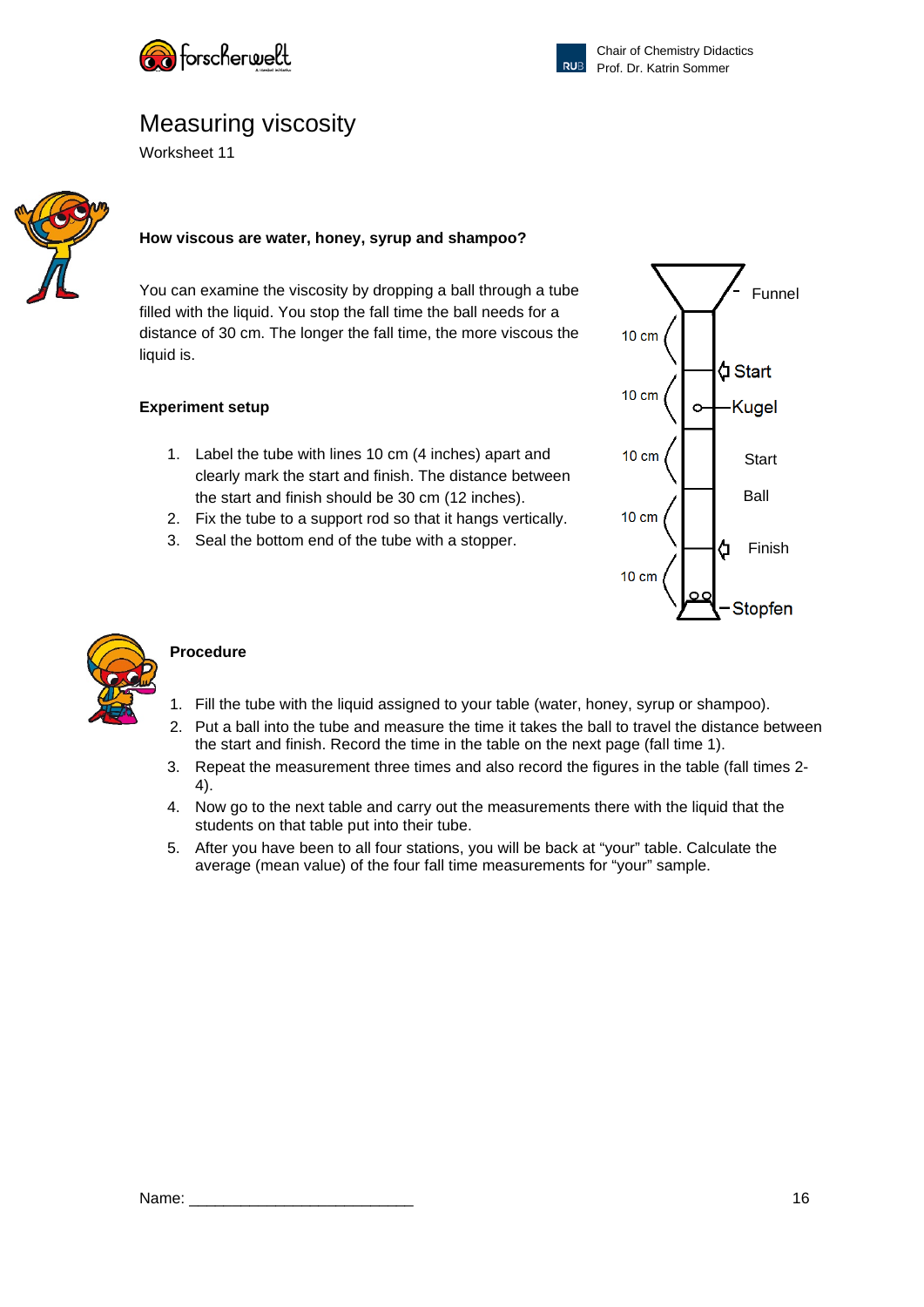# Measuring viscosity

Worksheet 11

### How viscous are water, honey, syrup and shampoo?

You can examine the viscosity by dropping a ball through a tube filled with the liquid. You stop the fall time the ball needs for a distance of 30 cm. The longer the fall time, the more viscous the liquid is.

### Experiment setup

1. Label the tube with lines 10 cm (4 inches) apart and clearly mark the start and finish. The distance between the start and finish should be 30 cm (12 inches).
2. Fix the tube to a support rod so that it hangs vertically.
3. Seal the bottom end of the tube with a stopper.

Funnel

10 cm

10 cm

10 cm

10 cm

10 cm

Start

Kugel

Start

Ball

Finish

Stopfen

### Procedure

1. Fill the tube with the liquid assigned to your table (water, honey, syrup or shampoo).
2. Put a ball into the tube and measure the time it takes the ball to travel the distance between the start and finish. Record the time in the table on the next page (fall time 1).
3. Repeat the measurement three times and also record the figures in the table (fall times 2-4).
4. Now go to the next table and carry out the measurements there with the liquid that the students on that table put into their tube.
5. After you have been to all four stations, you will be back at "your" table. Calculate the average (mean value) of the four fall time measurements for "your" sample.

Name: ___________________________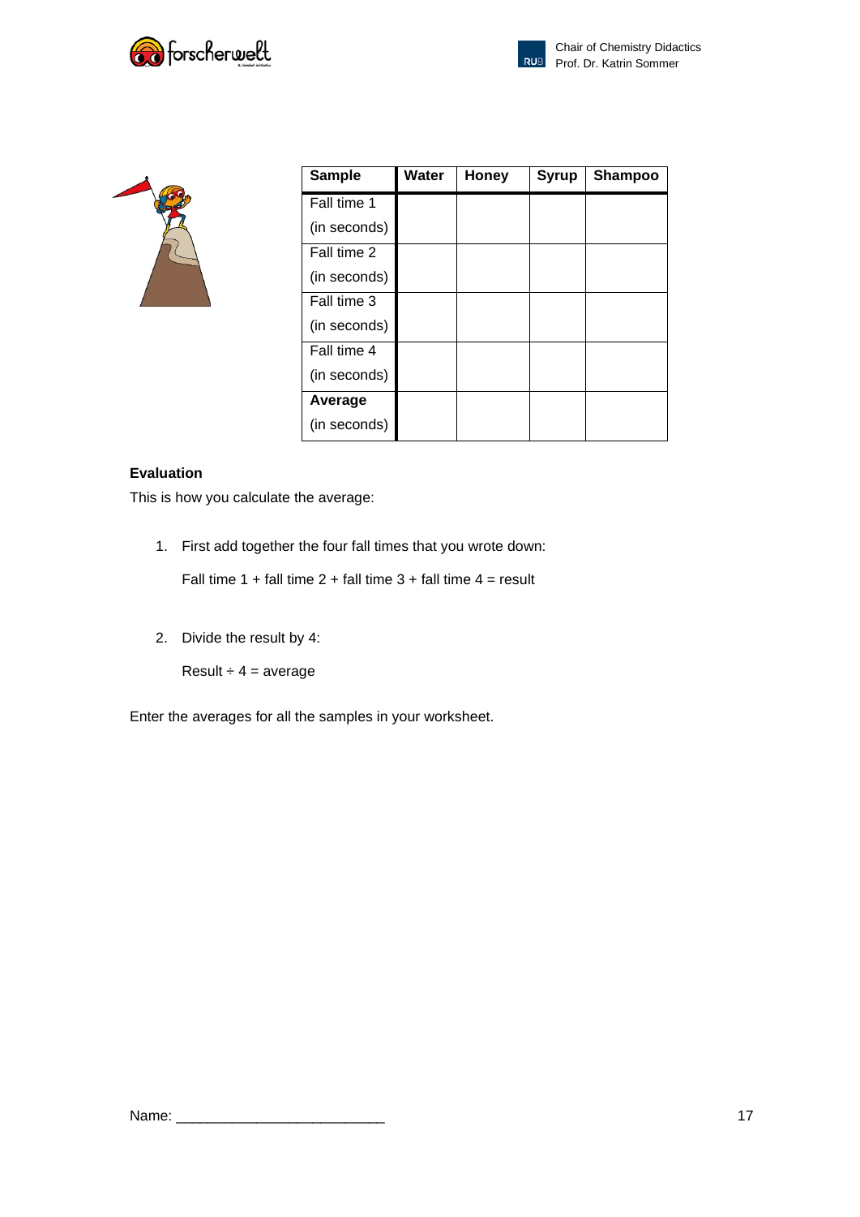| Sample | Water | Honey | Syrup | Shampoo |
|---|---|---|---|---|
| Fall time 1 (in seconds) | | | | |
| Fall time 2 (in seconds) | | | | |
| Fall time 3 (in seconds) | | | | |
| Fall time 4 (in seconds) | | | | |
| **Average** (in seconds) | | | | |

**Evaluation**

This is how you calculate the average:

1. First add together the four fall times that you wrote down:

   Fall time 1 + fall time 2 + fall time 3 + fall time 4 = result

2. Divide the result by 4:

   Result ÷ 4 = average

Enter the averages for all the samples in your worksheet.

Name: ___________________________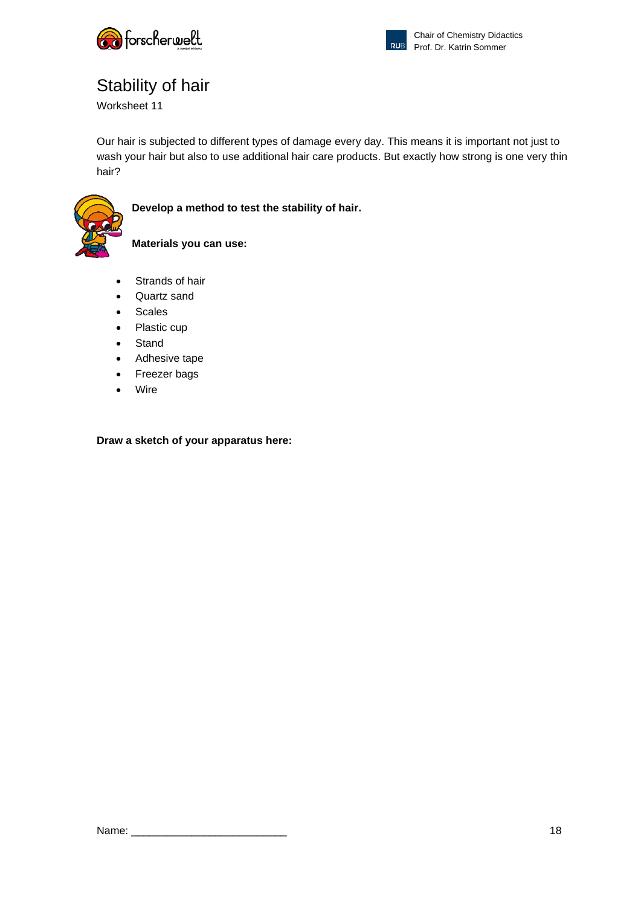# Stability of hair

Worksheet 11

Our hair is subjected to different types of damage every day. This means it is important not just to wash your hair but also to use additional hair care products. But exactly how strong is one very thin hair?

**Develop a method to test the stability of hair.**

**Materials you can use:**

- Strands of hair
- Quartz sand
- Scales
- Plastic cup
- Stand
- Adhesive tape
- Freezer bags
- Wire

**Draw a sketch of your apparatus here:**

Name: ___________________________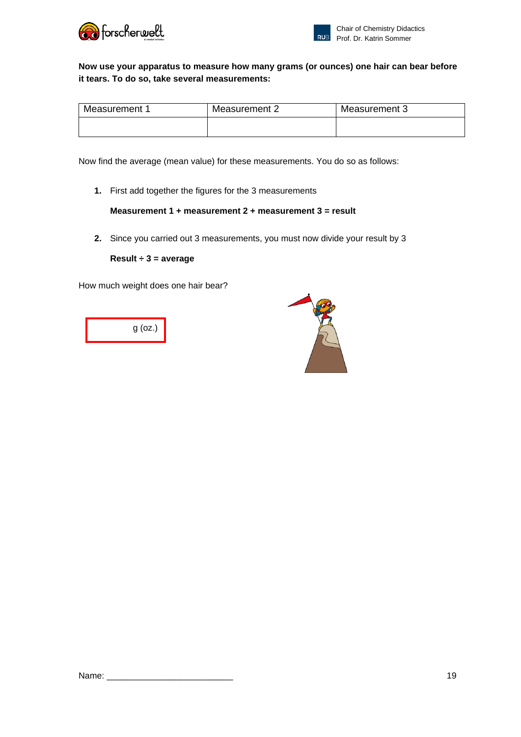**Now use your apparatus to measure how many grams (or ounces) one hair can bear before it tears. To do so, take several measurements:**

| Measurement 1 | Measurement 2 | Measurement 3 |
|---|---|---|
| | | |

Now find the average (mean value) for these measurements. You do so as follows:

1. First add together the figures for the 3 measurements

   **Measurement 1 + measurement 2 + measurement 3 = result**

2. Since you carried out 3 measurements, you must now divide your result by 3

   **Result ÷ 3 = average**

How much weight does one hair bear?

g (oz.)

Name: ___________________________